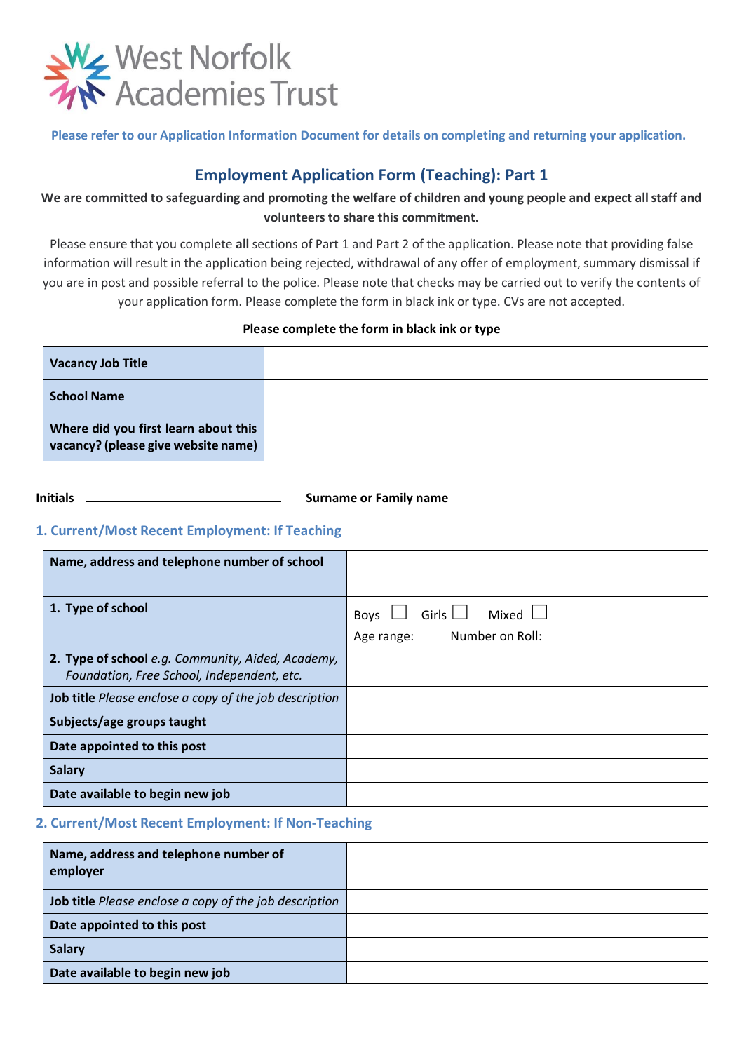West Norfolk Academies Trust

Please refer to our Application Information Document for details on completing and returning your application.

## Employment Application Form (Teaching): Part 1

**We are committed to safeguarding and promoting the welfare of children and young people and expect all staff and volunteers to share this commitment.**

Please ensure that you complete **all** sections of Part 1 and Part 2 of the application. Please note that providing false information will result in the application being rejected, withdrawal of any offer of employment, summary dismissal if you are in post and possible referral to the police. Please note that checks may be carried out to verify the contents of your application form. Please complete the form in black ink or type. CVs are not accepted.

**Please complete the form in black ink or type**

| | |
|---|---|
| **Vacancy Job Title** | |
| **School Name** | |
| **Where did you first learn about this vacancy? (please give website name)** | |

**Initials** ______________________ **Surname or Family name** ______________________

### 1. Current/Most Recent Employment: If Teaching

| | |
|---|---|
| **Name, address and telephone number of school** | |
| **1. Type of school** | Boys ☐ Girls ☐ Mixed ☐<br>Age range: Number on Roll: |
| **2. Type of school** *e.g. Community, Aided, Academy, Foundation, Free School, Independent, etc.* | |
| **Job title** *Please enclose a copy of the job description* | |
| **Subjects/age groups taught** | |
| **Date appointed to this post** | |
| **Salary** | |
| **Date available to begin new job** | |

### 2. Current/Most Recent Employment: If Non-Teaching

| | |
|---|---|
| **Name, address and telephone number of employer** | |
| **Job title** *Please enclose a copy of the job description* | |
| **Date appointed to this post** | |
| **Salary** | |
| **Date available to begin new job** | |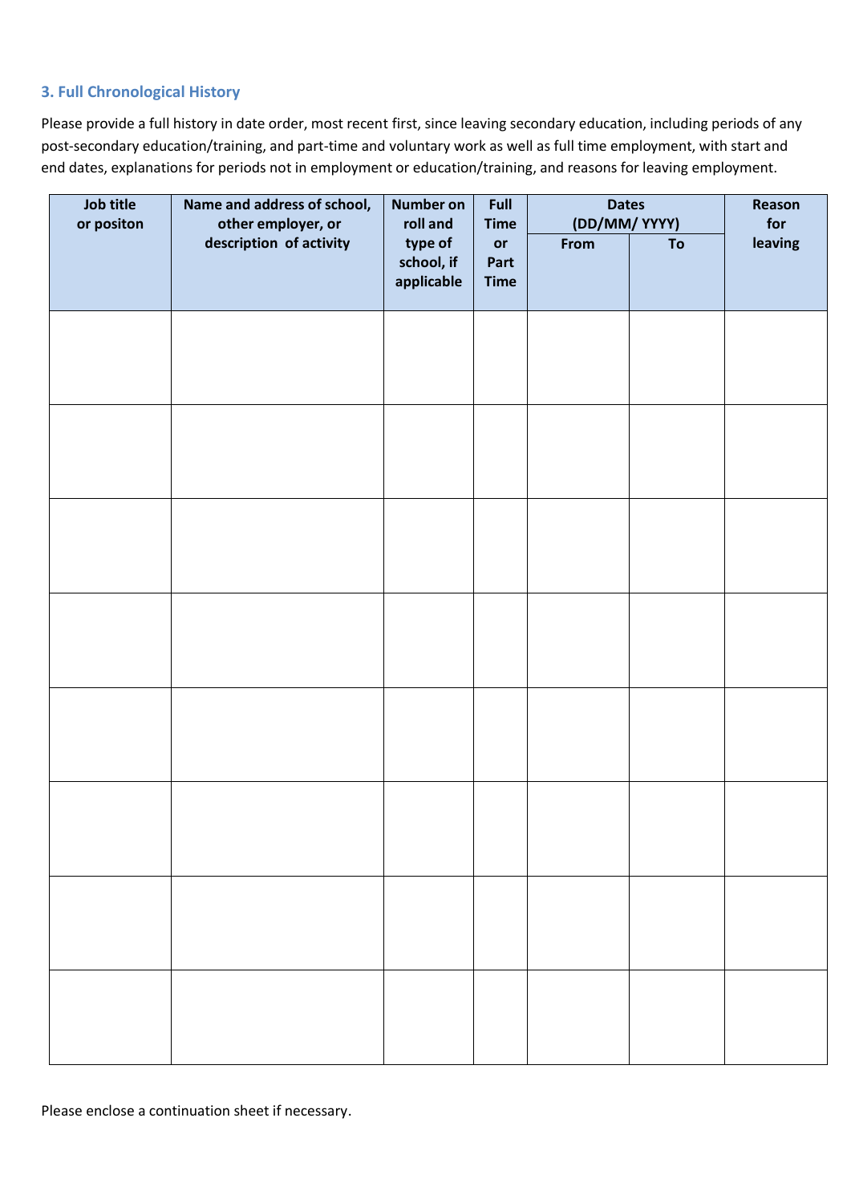### 3. Full Chronological History

Please provide a full history in date order, most recent first, since leaving secondary education, including periods of any post-secondary education/training, and part-time and voluntary work as well as full time employment, with start and end dates, explanations for periods not in employment or education/training, and reasons for leaving employment.

| Job title or positon | Name and address of school, other employer, or description of activity | Number on roll and type of school, if applicable | Full Time or Part Time | Dates (DD/MM/ YYYY) | | Reason for leaving |
|---|---|---|---|---|---|---|
| | | | | From | To | |
| | | | | | | |
| | | | | | | |
| | | | | | | |
| | | | | | | |
| | | | | | | |
| | | | | | | |
| | | | | | | |
| | | | | | | |

Please enclose a continuation sheet if necessary.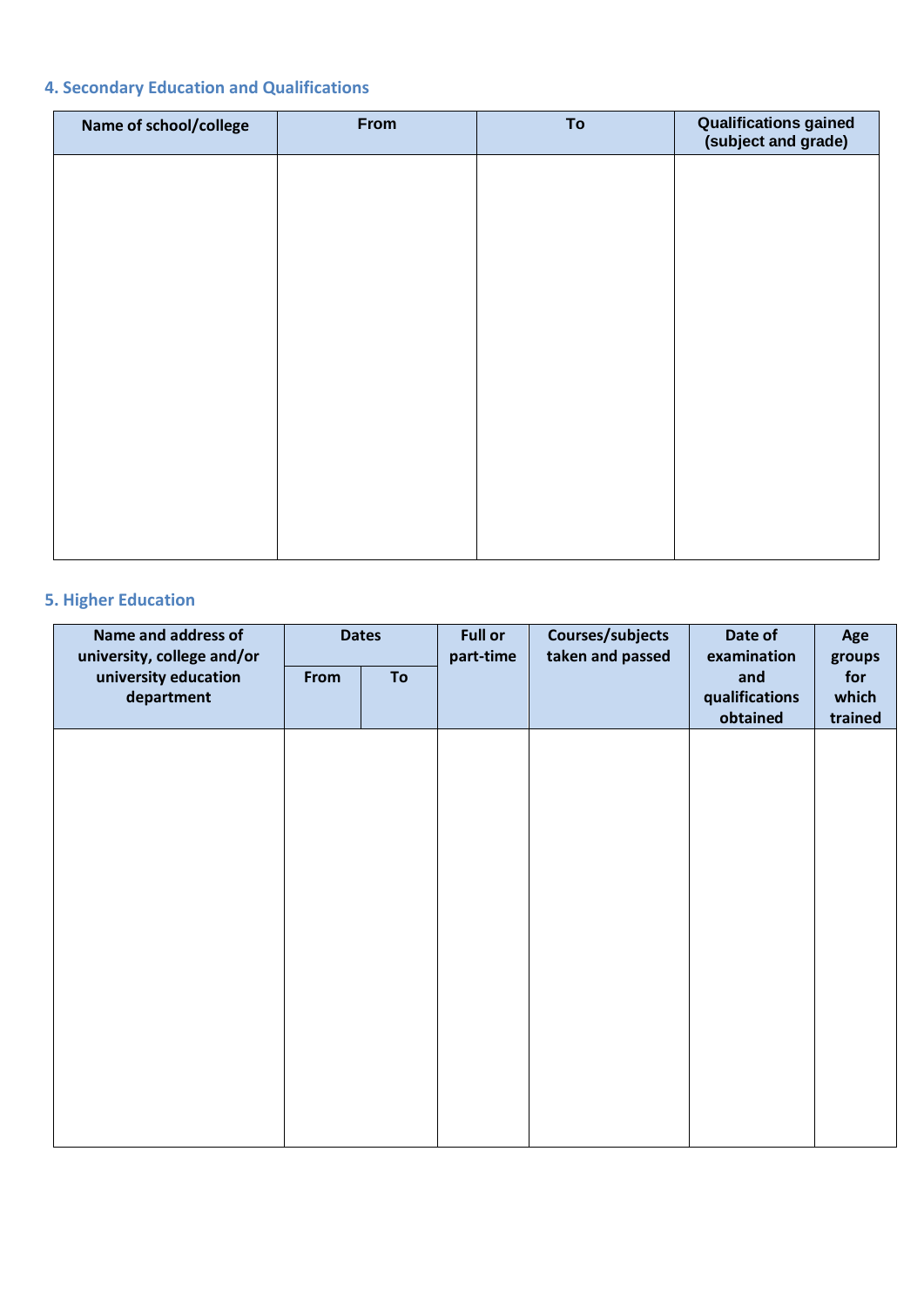## 4. Secondary Education and Qualifications

| Name of school/college | From | To | Qualifications gained (subject and grade) |
|---|---|---|---|
| | | | |

## 5. Higher Education

| Name and address of university, college and/or university education department | Dates | | Full or part-time | Courses/subjects taken and passed | Date of examination and qualifications obtained | Age groups for which trained |
|---|---|---|---|---|---|---|
| | From | To | | | | |
| | | | | | | |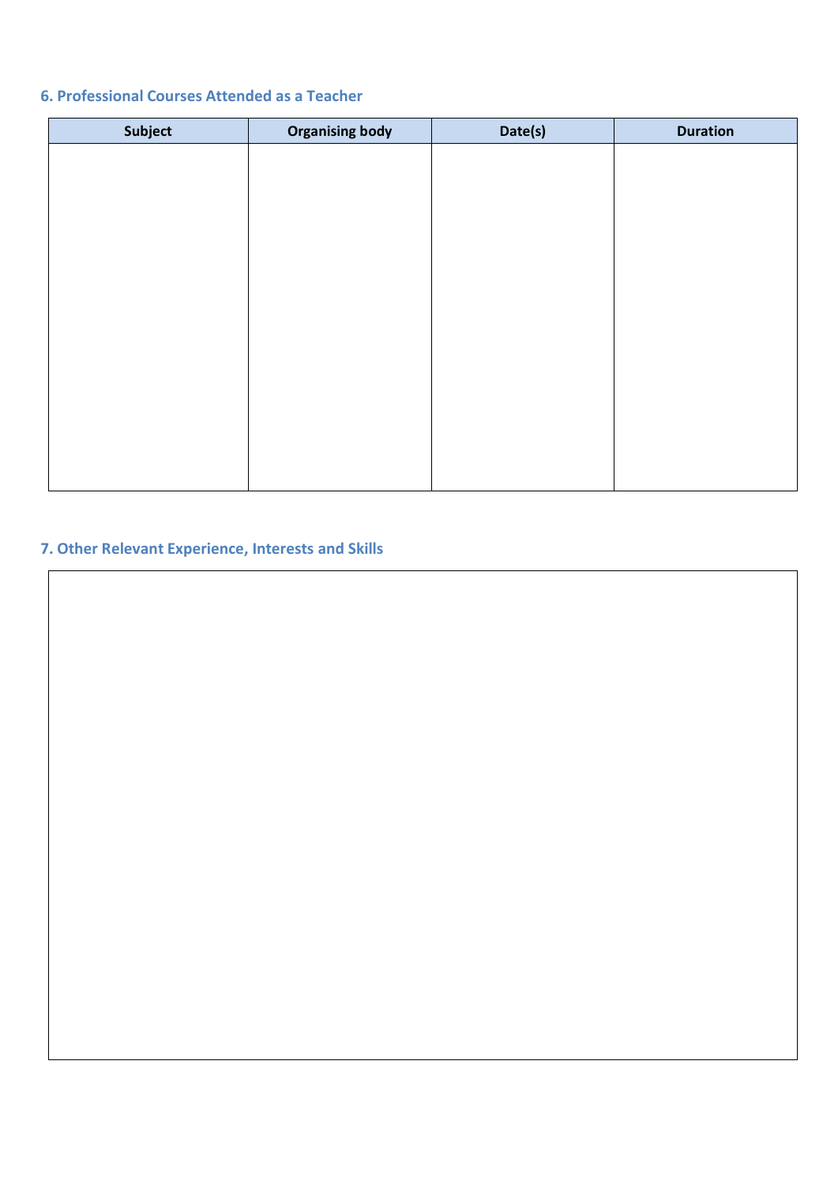### 6. Professional Courses Attended as a Teacher

| Subject | Organising body | Date(s) | Duration |
|---|---|---|---|
| | | | |

### 7. Other Relevant Experience, Interests and Skills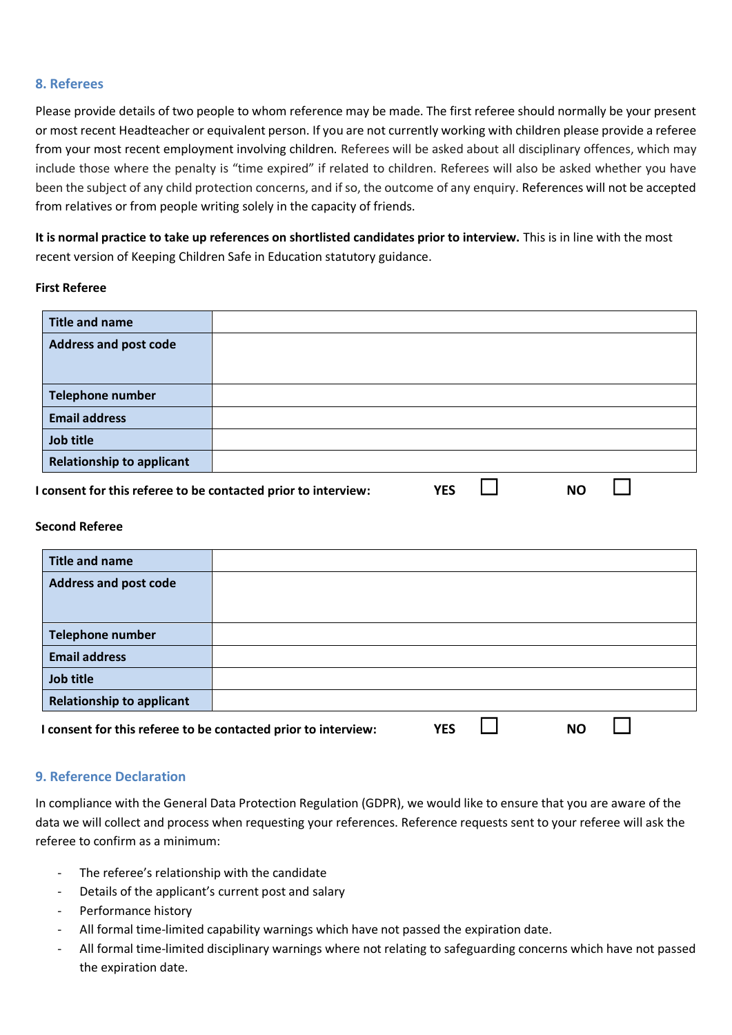## 8. Referees

Please provide details of two people to whom reference may be made. The first referee should normally be your present or most recent Headteacher or equivalent person. If you are not currently working with children please provide a referee from your most recent employment involving children. Referees will be asked about all disciplinary offences, which may include those where the penalty is "time expired" if related to children. Referees will also be asked whether you have been the subject of any child protection concerns, and if so, the outcome of any enquiry. References will not be accepted from relatives or from people writing solely in the capacity of friends.

**It is normal practice to take up references on shortlisted candidates prior to interview.** This is in line with the most recent version of Keeping Children Safe in Education statutory guidance.

**First Referee**

| | |
|---|---|
| **Title and name** | |
| **Address and post code** | |
| **Telephone number** | |
| **Email address** | |
| **Job title** | |
| **Relationship to applicant** | |

**I consent for this referee to be contacted prior to interview:** **YES** ☐ **NO** ☐

**Second Referee**

| | |
|---|---|
| **Title and name** | |
| **Address and post code** | |
| **Telephone number** | |
| **Email address** | |
| **Job title** | |
| **Relationship to applicant** | |

**I consent for this referee to be contacted prior to interview:** **YES** ☐ **NO** ☐

## 9. Reference Declaration

In compliance with the General Data Protection Regulation (GDPR), we would like to ensure that you are aware of the data we will collect and process when requesting your references. Reference requests sent to your referee will ask the referee to confirm as a minimum:

- The referee's relationship with the candidate
- Details of the applicant's current post and salary
- Performance history
- All formal time-limited capability warnings which have not passed the expiration date.
- All formal time-limited disciplinary warnings where not relating to safeguarding concerns which have not passed the expiration date.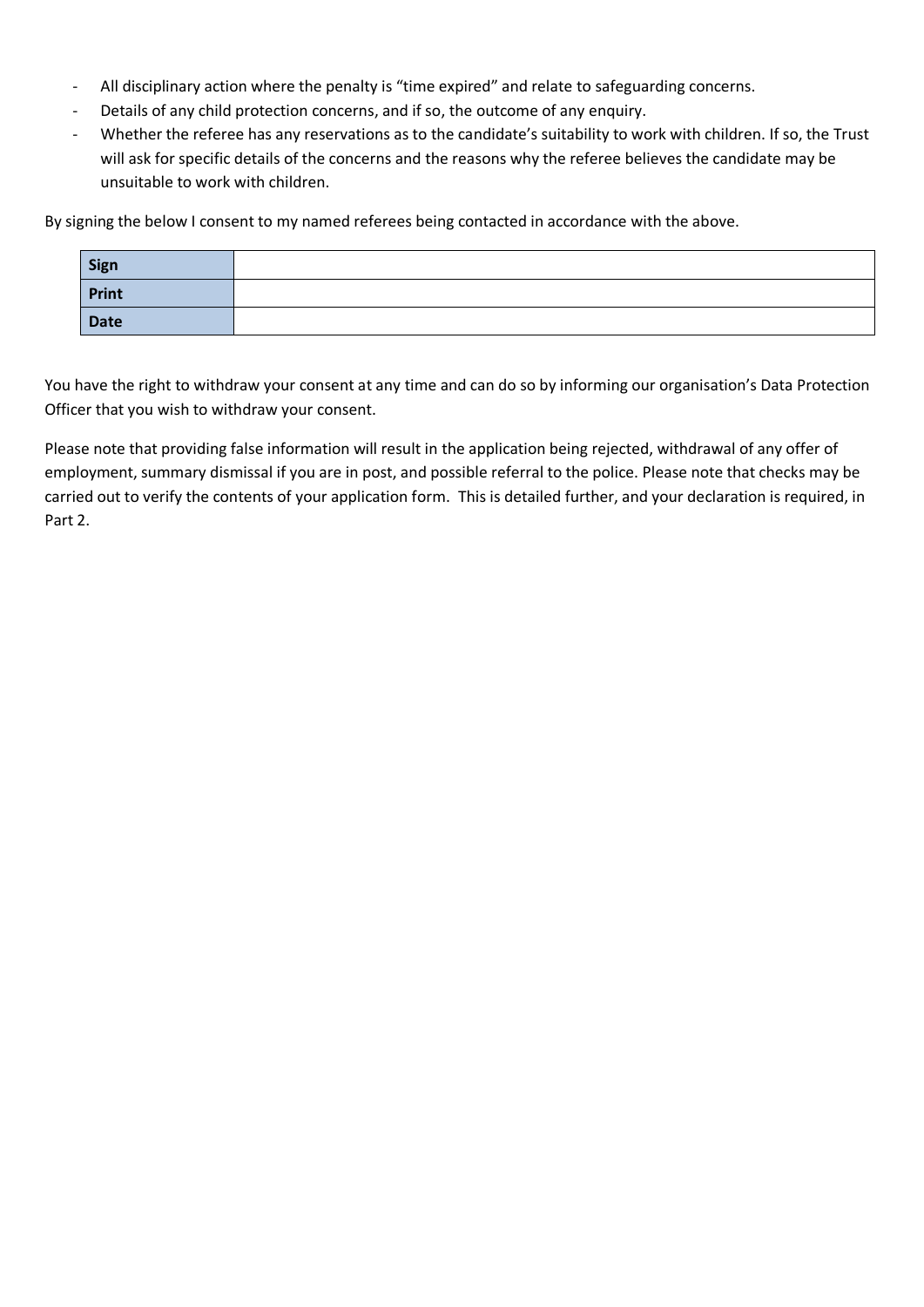- All disciplinary action where the penalty is "time expired" and relate to safeguarding concerns.
- Details of any child protection concerns, and if so, the outcome of any enquiry.
- Whether the referee has any reservations as to the candidate's suitability to work with children. If so, the Trust will ask for specific details of the concerns and the reasons why the referee believes the candidate may be unsuitable to work with children.

By signing the below I consent to my named referees being contacted in accordance with the above.

| **Sign** | |
|---|---|
| **Print** | |
| **Date** | |

You have the right to withdraw your consent at any time and can do so by informing our organisation's Data Protection Officer that you wish to withdraw your consent.

Please note that providing false information will result in the application being rejected, withdrawal of any offer of employment, summary dismissal if you are in post, and possible referral to the police. Please note that checks may be carried out to verify the contents of your application form. This is detailed further, and your declaration is required, in Part 2.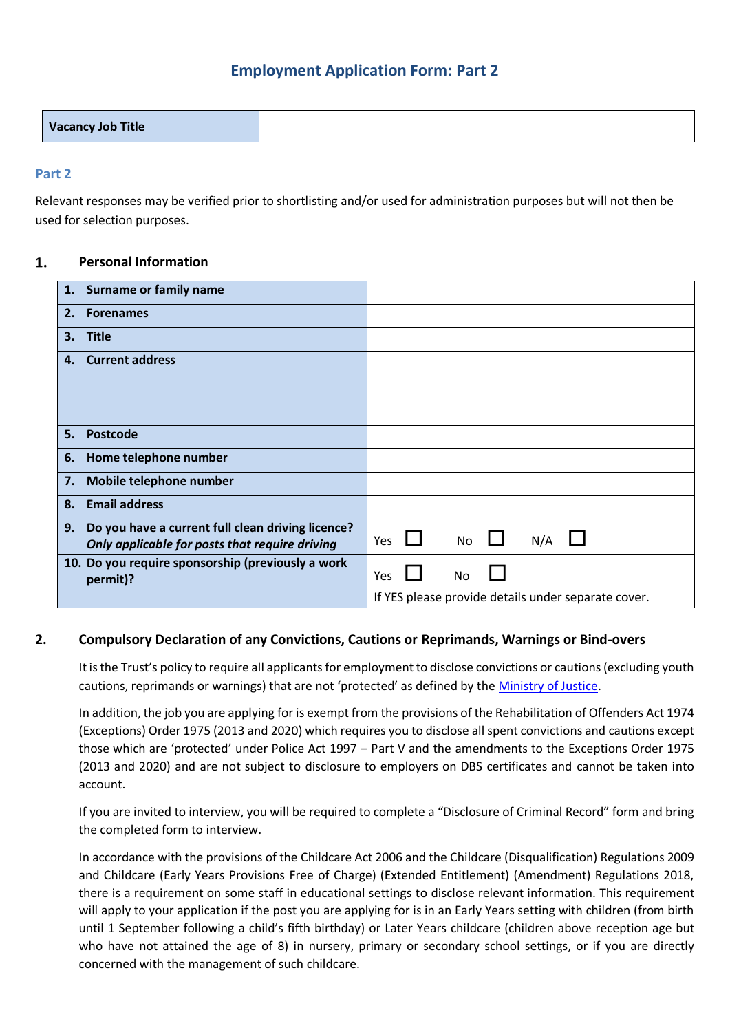## Employment Application Form: Part 2

| Vacancy Job Title | |
|---|---|

### Part 2

Relevant responses may be verified prior to shortlisting and/or used for administration purposes but will not then be used for selection purposes.

### 1. Personal Information

| | |
|---|---|
| **1. Surname or family name** | |
| **2. Forenames** | |
| **3. Title** | |
| **4. Current address** | |
| **5. Postcode** | |
| **6. Home telephone number** | |
| **7. Mobile telephone number** | |
| **8. Email address** | |
| **9. Do you have a current full clean driving licence?** ***Only applicable for posts that require driving*** | Yes ☐ No ☐ N/A ☐ |
| **10. Do you require sponsorship (previously a work permit)?** | Yes ☐ No ☐ If YES please provide details under separate cover. |

### 2. Compulsory Declaration of any Convictions, Cautions or Reprimands, Warnings or Bind-overs

It is the Trust's policy to require all applicants for employment to disclose convictions or cautions (excluding youth cautions, reprimands or warnings) that are not 'protected' as defined by the [Ministry of Justice](#).

In addition, the job you are applying for is exempt from the provisions of the Rehabilitation of Offenders Act 1974 (Exceptions) Order 1975 (2013 and 2020) which requires you to disclose all spent convictions and cautions except those which are 'protected' under Police Act 1997 – Part V and the amendments to the Exceptions Order 1975 (2013 and 2020) and are not subject to disclosure to employers on DBS certificates and cannot be taken into account.

If you are invited to interview, you will be required to complete a "Disclosure of Criminal Record" form and bring the completed form to interview.

In accordance with the provisions of the Childcare Act 2006 and the Childcare (Disqualification) Regulations 2009 and Childcare (Early Years Provisions Free of Charge) (Extended Entitlement) (Amendment) Regulations 2018, there is a requirement on some staff in educational settings to disclose relevant information. This requirement will apply to your application if the post you are applying for is in an Early Years setting with children (from birth until 1 September following a child's fifth birthday) or Later Years childcare (children above reception age but who have not attained the age of 8) in nursery, primary or secondary school settings, or if you are directly concerned with the management of such childcare.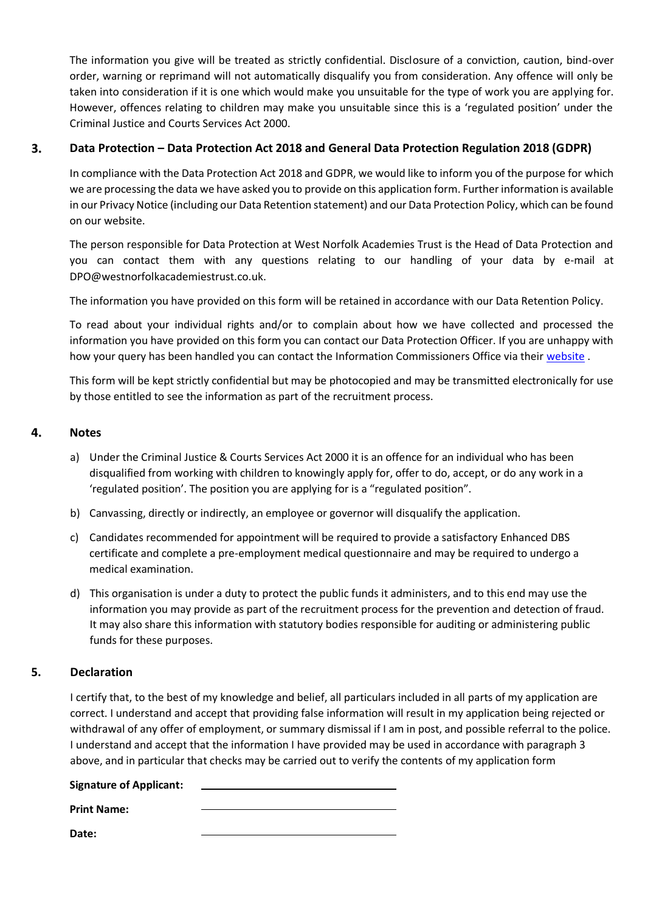The information you give will be treated as strictly confidential. Disclosure of a conviction, caution, bind-over order, warning or reprimand will not automatically disqualify you from consideration. Any offence will only be taken into consideration if it is one which would make you unsuitable for the type of work you are applying for. However, offences relating to children may make you unsuitable since this is a 'regulated position' under the Criminal Justice and Courts Services Act 2000.

## 3. Data Protection – Data Protection Act 2018 and General Data Protection Regulation 2018 (GDPR)

In compliance with the Data Protection Act 2018 and GDPR, we would like to inform you of the purpose for which we are processing the data we have asked you to provide on this application form. Further information is available in our Privacy Notice (including our Data Retention statement) and our Data Protection Policy, which can be found on our website.

The person responsible for Data Protection at West Norfolk Academies Trust is the Head of Data Protection and you can contact them with any questions relating to our handling of your data by e-mail at DPO@westnorfolkacademiestrust.co.uk.

The information you have provided on this form will be retained in accordance with our Data Retention Policy.

To read about your individual rights and/or to complain about how we have collected and processed the information you have provided on this form you can contact our Data Protection Officer. If you are unhappy with how your query has been handled you can contact the Information Commissioners Office via their website .

This form will be kept strictly confidential but may be photocopied and may be transmitted electronically for use by those entitled to see the information as part of the recruitment process.

## 4. Notes

a) Under the Criminal Justice & Courts Services Act 2000 it is an offence for an individual who has been disqualified from working with children to knowingly apply for, offer to do, accept, or do any work in a 'regulated position'. The position you are applying for is a "regulated position".

b) Canvassing, directly or indirectly, an employee or governor will disqualify the application.

c) Candidates recommended for appointment will be required to provide a satisfactory Enhanced DBS certificate and complete a pre-employment medical questionnaire and may be required to undergo a medical examination.

d) This organisation is under a duty to protect the public funds it administers, and to this end may use the information you may provide as part of the recruitment process for the prevention and detection of fraud. It may also share this information with statutory bodies responsible for auditing or administering public funds for these purposes.

## 5. Declaration

I certify that, to the best of my knowledge and belief, all particulars included in all parts of my application are correct. I understand and accept that providing false information will result in my application being rejected or withdrawal of any offer of employment, or summary dismissal if I am in post, and possible referral to the police. I understand and accept that the information I have provided may be used in accordance with paragraph 3 above, and in particular that checks may be carried out to verify the contents of my application form

**Signature of Applicant:** ______________________________

**Print Name:** ______________________________

**Date:** ______________________________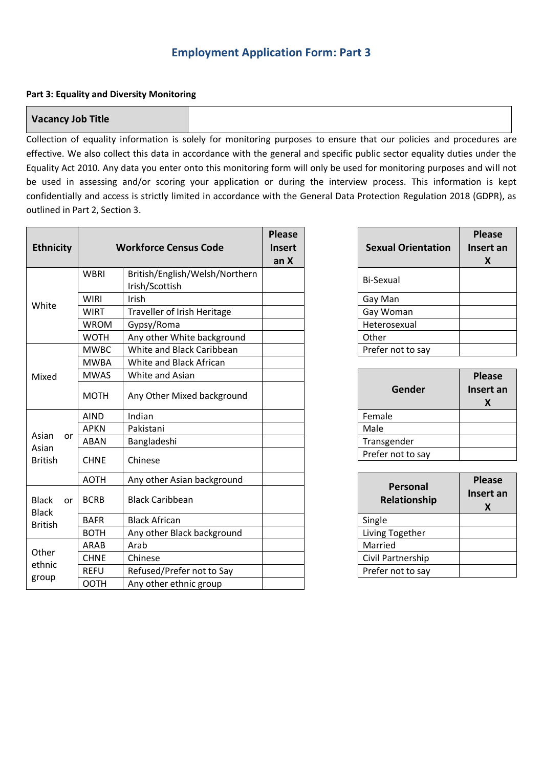# Employment Application Form: Part 3

**Part 3: Equality and Diversity Monitoring**

| **Vacancy Job Title** | |
|---|---|

Collection of equality information is solely for monitoring purposes to ensure that our policies and procedures are effective. We also collect this data in accordance with the general and specific public sector equality duties under the Equality Act 2010. Any data you enter onto this monitoring form will only be used for monitoring purposes and will not be used in assessing and/or scoring your application or during the interview process. This information is kept confidentially and access is strictly limited in accordance with the General Data Protection Regulation 2018 (GDPR), as outlined in Part 2, Section 3.

| **Ethnicity** | **Workforce Census Code** | | **Please Insert an X** |
|---|---|---|---|
| White | WBRI | British/English/Welsh/Northern Irish/Scottish | |
| | WIRI | Irish | |
| | WIRT | Traveller of Irish Heritage | |
| | WROM | Gypsy/Roma | |
| | WOTH | Any other White background | |
| Mixed | MWBC | White and Black Caribbean | |
| | MWBA | White and Black African | |
| | MWAS | White and Asian | |
| | MOTH | Any Other Mixed background | |
| Asian or Asian British | AIND | Indian | |
| | APKN | Pakistani | |
| | ABAN | Bangladeshi | |
| | CHNE | Chinese | |
| | AOTH | Any other Asian background | |
| Black or Black British | BCRB | Black Caribbean | |
| | BAFR | Black African | |
| | BOTH | Any other Black background | |
| Other ethnic group | ARAB | Arab | |
| | CHNE | Chinese | |
| | REFU | Refused/Prefer not to Say | |
| | OOTH | Any other ethnic group | |

| **Sexual Orientation** | **Please Insert an X** |
|---|---|
| Bi-Sexual | |
| Gay Man | |
| Gay Woman | |
| Heterosexual | |
| Other | |
| Prefer not to say | |

| **Gender** | **Please Insert an X** |
|---|---|
| Female | |
| Male | |
| Transgender | |
| Prefer not to say | |

| **Personal Relationship** | **Please Insert an X** |
|---|---|
| Single | |
| Living Together | |
| Married | |
| Civil Partnership | |
| Prefer not to say | |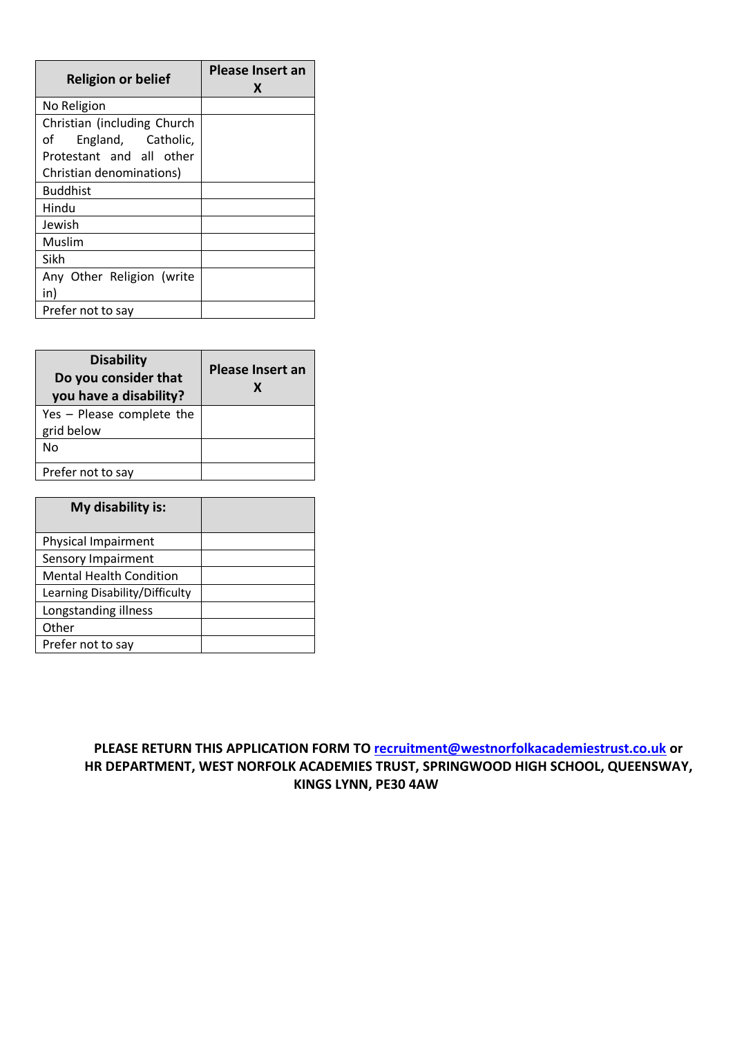| Religion or belief | Please Insert an X |
|---|---|
| No Religion | |
| Christian (including Church of England, Catholic, Protestant and all other Christian denominations) | |
| Buddhist | |
| Hindu | |
| Jewish | |
| Muslim | |
| Sikh | |
| Any Other Religion (write in) | |
| Prefer not to say | |

| Disability Do you consider that you have a disability? | Please Insert an X |
|---|---|
| Yes – Please complete the grid below | |
| No | |
| Prefer not to say | |

| My disability is: | |
|---|---|
| Physical Impairment | |
| Sensory Impairment | |
| Mental Health Condition | |
| Learning Disability/Difficulty | |
| Longstanding illness | |
| Other | |
| Prefer not to say | |

**PLEASE RETURN THIS APPLICATION FORM TO [recruitment@westnorfolkacademiestrust.co.uk](mailto:recruitment@westnorfolkacademiestrust.co.uk) or HR DEPARTMENT, WEST NORFOLK ACADEMIES TRUST, SPRINGWOOD HIGH SCHOOL, QUEENSWAY, KINGS LYNN, PE30 4AW**